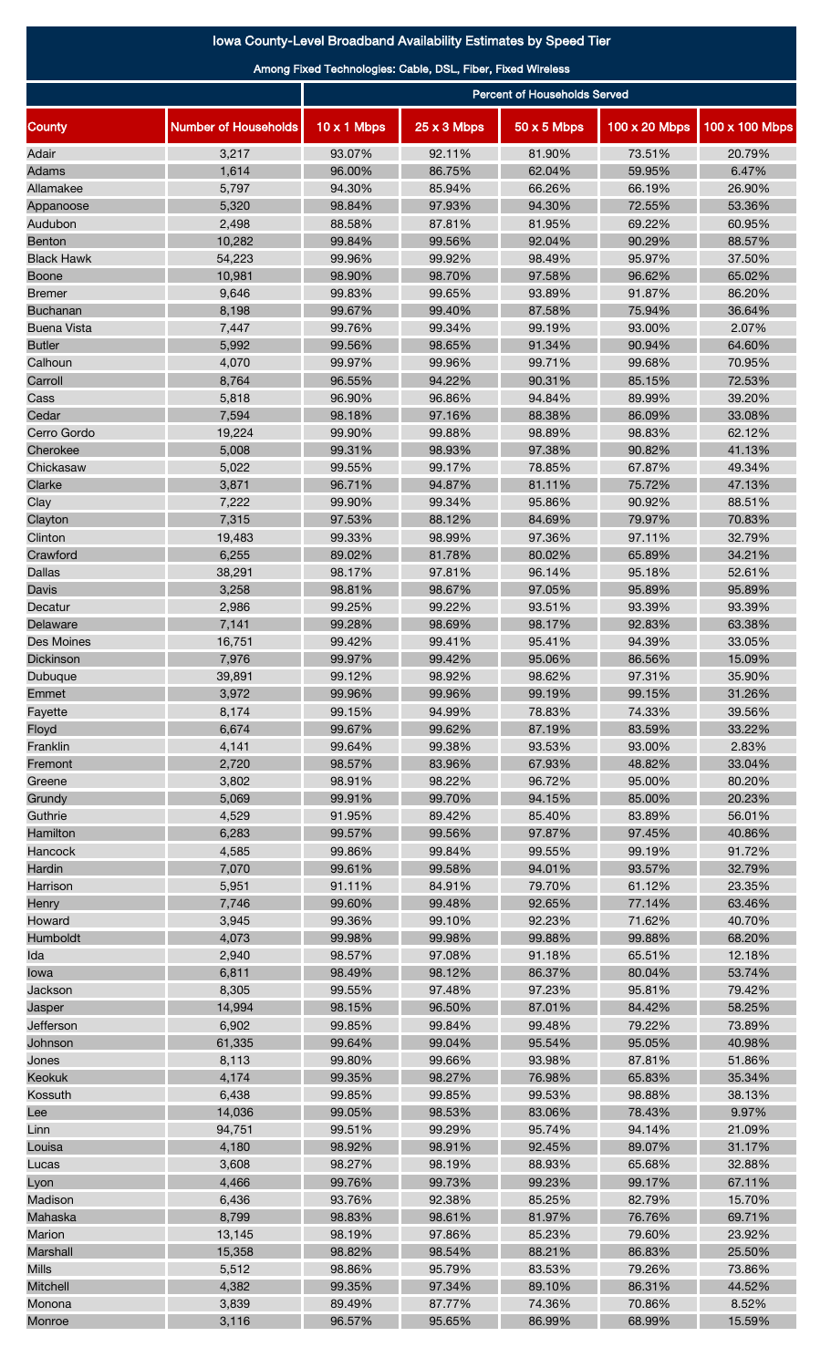# Iowa County-Level Broadband Availability Estimates by Speed Tier

## Among Fixed Technologies: Cable, DSL, Fiber, Fixed Wireless

| | | Percent of Households Served | | | | |
|---|---|---|---|---|---|---|
| County | Number of Households | 10 x 1 Mbps | 25 x 3 Mbps | 50 x 5 Mbps | 100 x 20 Mbps | 100 x 100 Mbps |
| Adair | 3,217 | 93.07% | 92.11% | 81.90% | 73.51% | 20.79% |
| Adams | 1,614 | 96.00% | 86.75% | 62.04% | 59.95% | 6.47% |
| Allamakee | 5,797 | 94.30% | 85.94% | 66.26% | 66.19% | 26.90% |
| Appanoose | 5,320 | 98.84% | 97.93% | 94.30% | 72.55% | 53.36% |
| Audubon | 2,498 | 88.58% | 87.81% | 81.95% | 69.22% | 60.95% |
| Benton | 10,282 | 99.84% | 99.56% | 92.04% | 90.29% | 88.57% |
| Black Hawk | 54,223 | 99.96% | 99.92% | 98.49% | 95.97% | 37.50% |
| Boone | 10,981 | 98.90% | 98.70% | 97.58% | 96.62% | 65.02% |
| Bremer | 9,646 | 99.83% | 99.65% | 93.89% | 91.87% | 86.20% |
| Buchanan | 8,198 | 99.67% | 99.40% | 87.58% | 75.94% | 36.64% |
| Buena Vista | 7,447 | 99.76% | 99.34% | 99.19% | 93.00% | 2.07% |
| Butler | 5,992 | 99.56% | 98.65% | 91.34% | 90.94% | 64.60% |
| Calhoun | 4,070 | 99.97% | 99.96% | 99.71% | 99.68% | 70.95% |
| Carroll | 8,764 | 96.55% | 94.22% | 90.31% | 85.15% | 72.53% |
| Cass | 5,818 | 96.90% | 96.86% | 94.84% | 89.99% | 39.20% |
| Cedar | 7,594 | 98.18% | 97.16% | 88.38% | 86.09% | 33.08% |
| Cerro Gordo | 19,224 | 99.90% | 99.88% | 98.89% | 98.83% | 62.12% |
| Cherokee | 5,008 | 99.31% | 98.93% | 97.38% | 90.82% | 41.13% |
| Chickasaw | 5,022 | 99.55% | 99.17% | 78.85% | 67.87% | 49.34% |
| Clarke | 3,871 | 96.71% | 94.87% | 81.11% | 75.72% | 47.13% |
| Clay | 7,222 | 99.90% | 99.34% | 95.86% | 90.92% | 88.51% |
| Clayton | 7,315 | 97.53% | 88.12% | 84.69% | 79.97% | 70.83% |
| Clinton | 19,483 | 99.33% | 98.99% | 97.36% | 97.11% | 32.79% |
| Crawford | 6,255 | 89.02% | 81.78% | 80.02% | 65.89% | 34.21% |
| Dallas | 38,291 | 98.17% | 97.81% | 96.14% | 95.18% | 52.61% |
| Davis | 3,258 | 98.81% | 98.67% | 97.05% | 95.89% | 95.89% |
| Decatur | 2,986 | 99.25% | 99.22% | 93.51% | 93.39% | 93.39% |
| Delaware | 7,141 | 99.28% | 98.69% | 98.17% | 92.83% | 63.38% |
| Des Moines | 16,751 | 99.42% | 99.41% | 95.41% | 94.39% | 33.05% |
| Dickinson | 7,976 | 99.97% | 99.42% | 95.06% | 86.56% | 15.09% |
| Dubuque | 39,891 | 99.12% | 98.92% | 98.62% | 97.31% | 35.90% |
| Emmet | 3,972 | 99.96% | 99.96% | 99.19% | 99.15% | 31.26% |
| Fayette | 8,174 | 99.15% | 94.99% | 78.83% | 74.33% | 39.56% |
| Floyd | 6,674 | 99.67% | 99.62% | 87.19% | 83.59% | 33.22% |
| Franklin | 4,141 | 99.64% | 99.38% | 93.53% | 93.00% | 2.83% |
| Fremont | 2,720 | 98.57% | 83.96% | 67.93% | 48.82% | 33.04% |
| Greene | 3,802 | 98.91% | 98.22% | 96.72% | 95.00% | 80.20% |
| Grundy | 5,069 | 99.91% | 99.70% | 94.15% | 85.00% | 20.23% |
| Guthrie | 4,529 | 91.95% | 89.42% | 85.40% | 83.89% | 56.01% |
| Hamilton | 6,283 | 99.57% | 99.56% | 97.87% | 97.45% | 40.86% |
| Hancock | 4,585 | 99.86% | 99.84% | 99.55% | 99.19% | 91.72% |
| Hardin | 7,070 | 99.61% | 99.58% | 94.01% | 93.57% | 32.79% |
| Harrison | 5,951 | 91.11% | 84.91% | 79.70% | 61.12% | 23.35% |
| Henry | 7,746 | 99.60% | 99.48% | 92.65% | 77.14% | 63.46% |
| Howard | 3,945 | 99.36% | 99.10% | 92.23% | 71.62% | 40.70% |
| Humboldt | 4,073 | 99.98% | 99.98% | 99.88% | 99.88% | 68.20% |
| Ida | 2,940 | 98.57% | 97.08% | 91.18% | 65.51% | 12.18% |
| Iowa | 6,811 | 98.49% | 98.12% | 86.37% | 80.04% | 53.74% |
| Jackson | 8,305 | 99.55% | 97.48% | 97.23% | 95.81% | 79.42% |
| Jasper | 14,994 | 98.15% | 96.50% | 87.01% | 84.42% | 58.25% |
| Jefferson | 6,902 | 99.85% | 99.84% | 99.48% | 79.22% | 73.89% |
| Johnson | 61,335 | 99.64% | 99.04% | 95.54% | 95.05% | 40.98% |
| Jones | 8,113 | 99.80% | 99.66% | 93.98% | 87.81% | 51.86% |
| Keokuk | 4,174 | 99.35% | 98.27% | 76.98% | 65.83% | 35.34% |
| Kossuth | 6,438 | 99.85% | 99.85% | 99.53% | 98.88% | 38.13% |
| Lee | 14,036 | 99.05% | 98.53% | 83.06% | 78.43% | 9.97% |
| Linn | 94,751 | 99.51% | 99.29% | 95.74% | 94.14% | 21.09% |
| Louisa | 4,180 | 98.92% | 98.91% | 92.45% | 89.07% | 31.17% |
| Lucas | 3,608 | 98.27% | 98.19% | 88.93% | 65.68% | 32.88% |
| Lyon | 4,466 | 99.76% | 99.73% | 99.23% | 99.17% | 67.11% |
| Madison | 6,436 | 93.76% | 92.38% | 85.25% | 82.79% | 15.70% |
| Mahaska | 8,799 | 98.83% | 98.61% | 81.97% | 76.76% | 69.71% |
| Marion | 13,145 | 98.19% | 97.86% | 85.23% | 79.60% | 23.92% |
| Marshall | 15,358 | 98.82% | 98.54% | 88.21% | 86.83% | 25.50% |
| Mills | 5,512 | 98.86% | 95.79% | 83.53% | 79.26% | 73.86% |
| Mitchell | 4,382 | 99.35% | 97.34% | 89.10% | 86.31% | 44.52% |
| Monona | 3,839 | 89.49% | 87.77% | 74.36% | 70.86% | 8.52% |
| Monroe | 3,116 | 96.57% | 95.65% | 86.99% | 68.99% | 15.59% |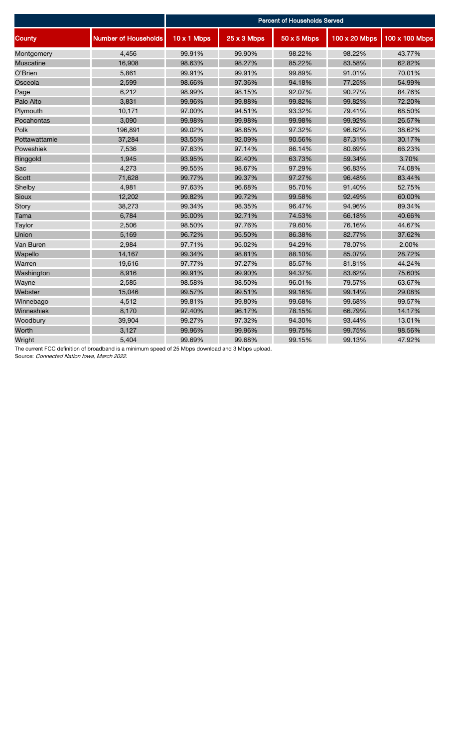| | | Percent of Households Served | | | | |
|---|---|---|---|---|---|---|
| County | Number of Households | 10 x 1 Mbps | 25 x 3 Mbps | 50 x 5 Mbps | 100 x 20 Mbps | 100 x 100 Mbps |
| Montgomery | 4,456 | 99.91% | 99.90% | 98.22% | 98.22% | 43.77% |
| Muscatine | 16,908 | 98.63% | 98.27% | 85.22% | 83.58% | 62.82% |
| O'Brien | 5,861 | 99.91% | 99.91% | 99.89% | 91.01% | 70.01% |
| Osceola | 2,599 | 98.66% | 97.36% | 94.18% | 77.25% | 54.99% |
| Page | 6,212 | 98.99% | 98.15% | 92.07% | 90.27% | 84.76% |
| Palo Alto | 3,831 | 99.96% | 99.88% | 99.82% | 99.82% | 72.20% |
| Plymouth | 10,171 | 97.00% | 94.51% | 93.32% | 79.41% | 68.50% |
| Pocahontas | 3,090 | 99.98% | 99.98% | 99.98% | 99.92% | 26.57% |
| Polk | 196,891 | 99.02% | 98.85% | 97.32% | 96.82% | 38.62% |
| Pottawattamie | 37,284 | 93.55% | 92.09% | 90.56% | 87.31% | 30.17% |
| Poweshiek | 7,536 | 97.63% | 97.14% | 86.14% | 80.69% | 66.23% |
| Ringgold | 1,945 | 93.95% | 92.40% | 63.73% | 59.34% | 3.70% |
| Sac | 4,273 | 99.55% | 98.67% | 97.29% | 96.83% | 74.08% |
| Scott | 71,628 | 99.77% | 99.37% | 97.27% | 96.48% | 83.44% |
| Shelby | 4,981 | 97.63% | 96.68% | 95.70% | 91.40% | 52.75% |
| Sioux | 12,202 | 99.82% | 99.72% | 99.58% | 92.49% | 60.00% |
| Story | 38,273 | 99.34% | 98.35% | 96.47% | 94.96% | 89.34% |
| Tama | 6,784 | 95.00% | 92.71% | 74.53% | 66.18% | 40.66% |
| Taylor | 2,506 | 98.50% | 97.76% | 79.60% | 76.16% | 44.67% |
| Union | 5,169 | 96.72% | 95.50% | 86.38% | 82.77% | 37.62% |
| Van Buren | 2,984 | 97.71% | 95.02% | 94.29% | 78.07% | 2.00% |
| Wapello | 14,167 | 99.34% | 98.81% | 88.10% | 85.07% | 28.72% |
| Warren | 19,616 | 97.77% | 97.27% | 85.57% | 81.81% | 44.24% |
| Washington | 8,916 | 99.91% | 99.90% | 94.37% | 83.62% | 75.60% |
| Wayne | 2,585 | 98.58% | 98.50% | 96.01% | 79.57% | 63.67% |
| Webster | 15,046 | 99.57% | 99.51% | 99.16% | 99.14% | 29.08% |
| Winnebago | 4,512 | 99.81% | 99.80% | 99.68% | 99.68% | 99.57% |
| Winneshiek | 8,170 | 97.40% | 96.17% | 78.15% | 66.79% | 14.17% |
| Woodbury | 39,904 | 99.27% | 97.32% | 94.30% | 93.44% | 13.01% |
| Worth | 3,127 | 99.96% | 99.96% | 99.75% | 99.75% | 98.56% |
| Wright | 5,404 | 99.69% | 99.68% | 99.15% | 99.13% | 47.92% |

The current FCC definition of broadband is a minimum speed of 25 Mbps download and 3 Mbps upload.

Source: *Connected Nation Iowa, March 2022.*